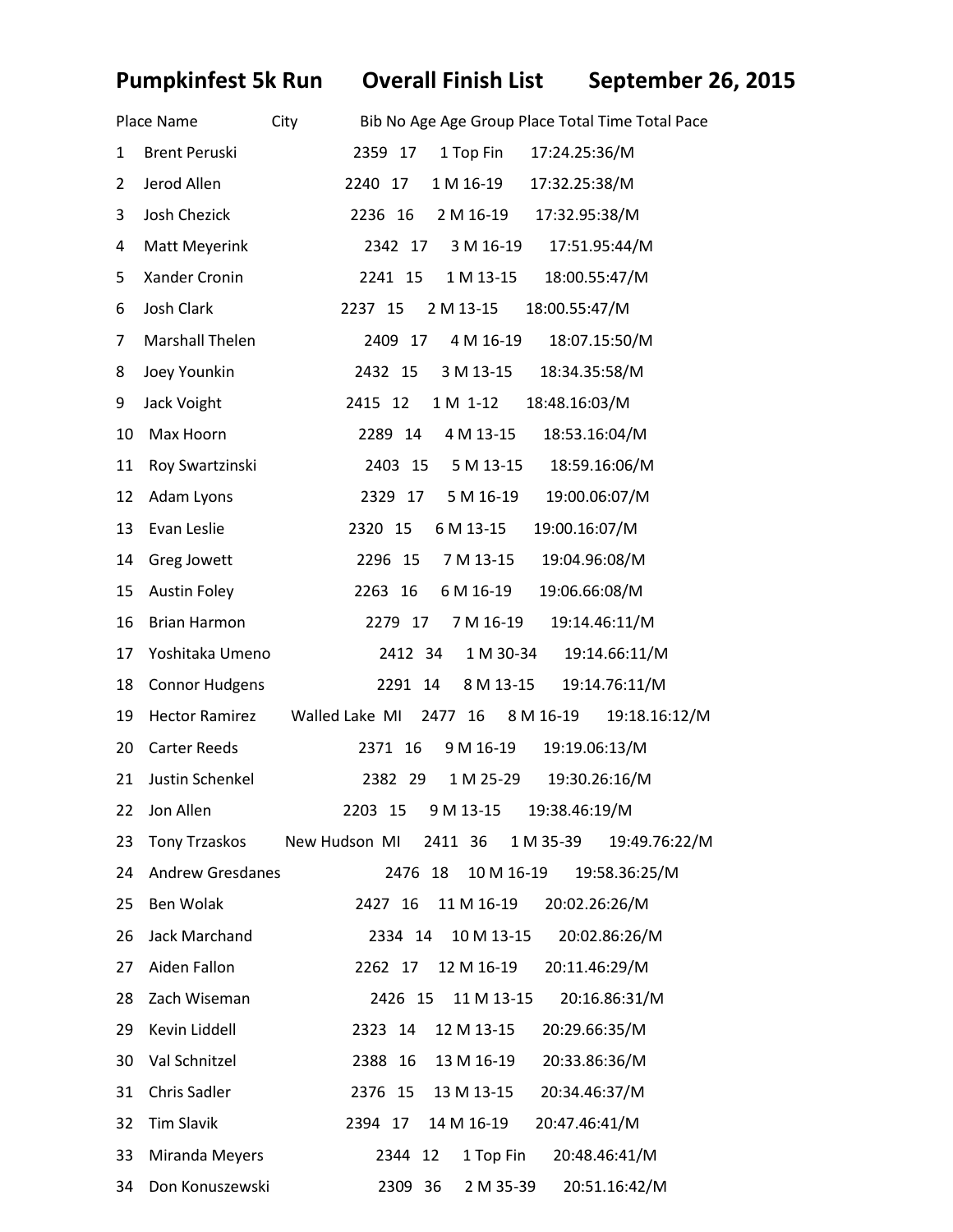# Pumpkinfest 5k Run    Overall Finish List    September 26, 2015

| Place | Name | City | Bib No | Age | Age Group Place | Total Time | Total Pace |
|---|---|---|---|---|---|---|---|
| 1 | Brent Peruski | | 2359 | 17 | 1 Top Fin | 17:24.2 | 5:36/M |
| 2 | Jerod Allen | | 2240 | 17 | 1 M 16-19 | 17:32.2 | 5:38/M |
| 3 | Josh Chezick | | 2236 | 16 | 2 M 16-19 | 17:32.9 | 5:38/M |
| 4 | Matt Meyerink | | 2342 | 17 | 3 M 16-19 | 17:51.9 | 5:44/M |
| 5 | Xander Cronin | | 2241 | 15 | 1 M 13-15 | 18:00.5 | 5:47/M |
| 6 | Josh Clark | | 2237 | 15 | 2 M 13-15 | 18:00.5 | 5:47/M |
| 7 | Marshall Thelen | | 2409 | 17 | 4 M 16-19 | 18:07.1 | 5:50/M |
| 8 | Joey Younkin | | 2432 | 15 | 3 M 13-15 | 18:34.3 | 5:58/M |
| 9 | Jack Voight | | 2415 | 12 | 1 M 1-12 | 18:48.1 | 6:03/M |
| 10 | Max Hoorn | | 2289 | 14 | 4 M 13-15 | 18:53.1 | 6:04/M |
| 11 | Roy Swartzinski | | 2403 | 15 | 5 M 13-15 | 18:59.1 | 6:06/M |
| 12 | Adam Lyons | | 2329 | 17 | 5 M 16-19 | 19:00.0 | 6:07/M |
| 13 | Evan Leslie | | 2320 | 15 | 6 M 13-15 | 19:00.1 | 6:07/M |
| 14 | Greg Jowett | | 2296 | 15 | 7 M 13-15 | 19:04.9 | 6:08/M |
| 15 | Austin Foley | | 2263 | 16 | 6 M 16-19 | 19:06.6 | 6:08/M |
| 16 | Brian Harmon | | 2279 | 17 | 7 M 16-19 | 19:14.4 | 6:11/M |
| 17 | Yoshitaka Umeno | | 2412 | 34 | 1 M 30-34 | 19:14.6 | 6:11/M |
| 18 | Connor Hudgens | | 2291 | 14 | 8 M 13-15 | 19:14.7 | 6:11/M |
| 19 | Hector Ramirez | Walled Lake MI | 2477 | 16 | 8 M 16-19 | 19:18.1 | 6:12/M |
| 20 | Carter Reeds | | 2371 | 16 | 9 M 16-19 | 19:19.0 | 6:13/M |
| 21 | Justin Schenkel | | 2382 | 29 | 1 M 25-29 | 19:30.2 | 6:16/M |
| 22 | Jon Allen | | 2203 | 15 | 9 M 13-15 | 19:38.4 | 6:19/M |
| 23 | Tony Trzaskos | New Hudson MI | 2411 | 36 | 1 M 35-39 | 19:49.7 | 6:22/M |
| 24 | Andrew Gresdanes | | 2476 | 18 | 10 M 16-19 | 19:58.3 | 6:25/M |
| 25 | Ben Wolak | | 2427 | 16 | 11 M 16-19 | 20:02.2 | 6:26/M |
| 26 | Jack Marchand | | 2334 | 14 | 10 M 13-15 | 20:02.8 | 6:26/M |
| 27 | Aiden Fallon | | 2262 | 17 | 12 M 16-19 | 20:11.4 | 6:29/M |
| 28 | Zach Wiseman | | 2426 | 15 | 11 M 13-15 | 20:16.8 | 6:31/M |
| 29 | Kevin Liddell | | 2323 | 14 | 12 M 13-15 | 20:29.6 | 6:35/M |
| 30 | Val Schnitzel | | 2388 | 16 | 13 M 16-19 | 20:33.8 | 6:36/M |
| 31 | Chris Sadler | | 2376 | 15 | 13 M 13-15 | 20:34.4 | 6:37/M |
| 32 | Tim Slavik | | 2394 | 17 | 14 M 16-19 | 20:47.4 | 6:41/M |
| 33 | Miranda Meyers | | 2344 | 12 | 1 Top Fin | 20:48.4 | 6:41/M |
| 34 | Don Konuszewski | | 2309 | 36 | 2 M 35-39 | 20:51.1 | 6:42/M |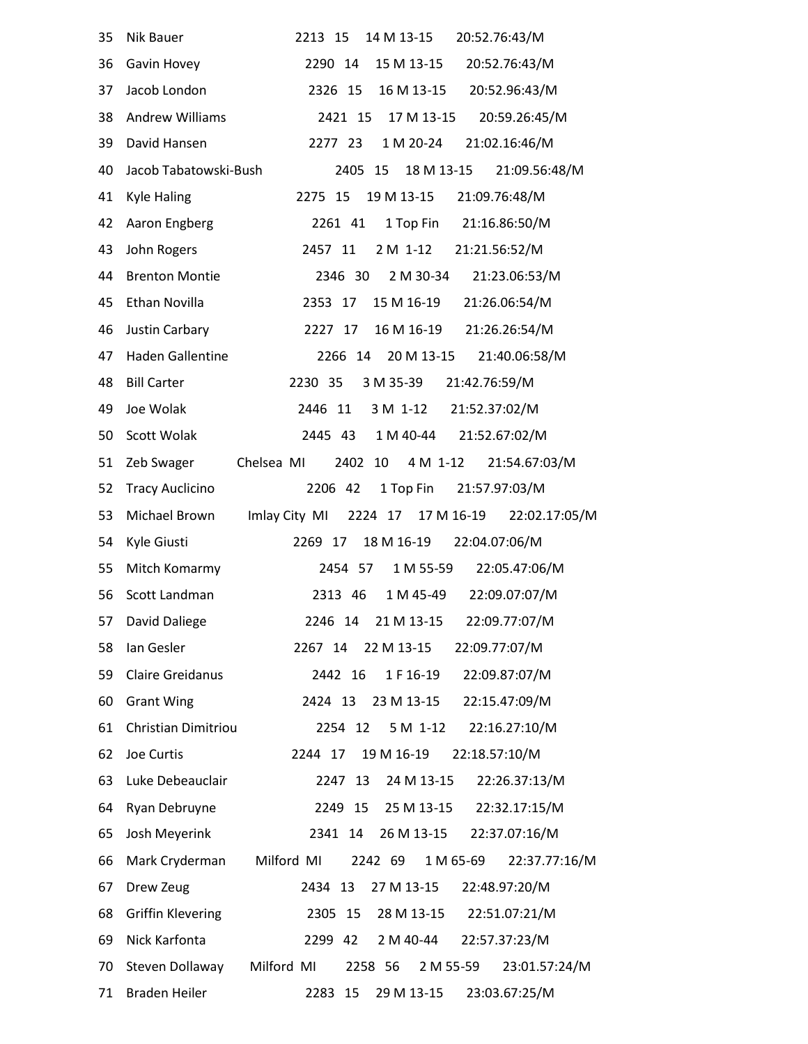| Place | Name | City | Bib | Age | Div Place | Division | Time/Pace |
|---|---|---|---|---|---|---|---|
| 35 | Nik Bauer | | 2213 | 15 | 14 | M 13-15 | 20:52.76:43/M |
| 36 | Gavin Hovey | | 2290 | 14 | 15 | M 13-15 | 20:52.76:43/M |
| 37 | Jacob London | | 2326 | 15 | 16 | M 13-15 | 20:52.96:43/M |
| 38 | Andrew Williams | | 2421 | 15 | 17 | M 13-15 | 20:59.26:45/M |
| 39 | David Hansen | | 2277 | 23 | 1 | M 20-24 | 21:02.16:46/M |
| 40 | Jacob Tabatowski-Bush | | 2405 | 15 | 18 | M 13-15 | 21:09.56:48/M |
| 41 | Kyle Haling | | 2275 | 15 | 19 | M 13-15 | 21:09.76:48/M |
| 42 | Aaron Engberg | | 2261 | 41 | 1 | Top Fin | 21:16.86:50/M |
| 43 | John Rogers | | 2457 | 11 | 2 | M 1-12 | 21:21.56:52/M |
| 44 | Brenton Montie | | 2346 | 30 | 2 | M 30-34 | 21:23.06:53/M |
| 45 | Ethan Novilla | | 2353 | 17 | 15 | M 16-19 | 21:26.06:54/M |
| 46 | Justin Carbary | | 2227 | 17 | 16 | M 16-19 | 21:26.26:54/M |
| 47 | Haden Gallentine | | 2266 | 14 | 20 | M 13-15 | 21:40.06:58/M |
| 48 | Bill Carter | | 2230 | 35 | 3 | M 35-39 | 21:42.76:59/M |
| 49 | Joe Wolak | | 2446 | 11 | 3 | M 1-12 | 21:52.37:02/M |
| 50 | Scott Wolak | | 2445 | 43 | 1 | M 40-44 | 21:52.67:02/M |
| 51 | Zeb Swager | Chelsea MI | 2402 | 10 | 4 | M 1-12 | 21:54.67:03/M |
| 52 | Tracy Auclicino | | 2206 | 42 | 1 | Top Fin | 21:57.97:03/M |
| 53 | Michael Brown | Imlay City MI | 2224 | 17 | 17 | M 16-19 | 22:02.17:05/M |
| 54 | Kyle Giusti | | 2269 | 17 | 18 | M 16-19 | 22:04.07:06/M |
| 55 | Mitch Komarmy | | 2454 | 57 | 1 | M 55-59 | 22:05.47:06/M |
| 56 | Scott Landman | | 2313 | 46 | 1 | M 45-49 | 22:09.07:07/M |
| 57 | David Daliege | | 2246 | 14 | 21 | M 13-15 | 22:09.77:07/M |
| 58 | Ian Gesler | | 2267 | 14 | 22 | M 13-15 | 22:09.77:07/M |
| 59 | Claire Greidanus | | 2442 | 16 | 1 | F 16-19 | 22:09.87:07/M |
| 60 | Grant Wing | | 2424 | 13 | 23 | M 13-15 | 22:15.47:09/M |
| 61 | Christian Dimitriou | | 2254 | 12 | 5 | M 1-12 | 22:16.27:10/M |
| 62 | Joe Curtis | | 2244 | 17 | 19 | M 16-19 | 22:18.57:10/M |
| 63 | Luke Debeauclair | | 2247 | 13 | 24 | M 13-15 | 22:26.37:13/M |
| 64 | Ryan Debruyne | | 2249 | 15 | 25 | M 13-15 | 22:32.17:15/M |
| 65 | Josh Meyerink | | 2341 | 14 | 26 | M 13-15 | 22:37.07:16/M |
| 66 | Mark Cryderman | Milford MI | 2242 | 69 | 1 | M 65-69 | 22:37.77:16/M |
| 67 | Drew Zeug | | 2434 | 13 | 27 | M 13-15 | 22:48.97:20/M |
| 68 | Griffin Klevering | | 2305 | 15 | 28 | M 13-15 | 22:51.07:21/M |
| 69 | Nick Karfonta | | 2299 | 42 | 2 | M 40-44 | 22:57.37:23/M |
| 70 | Steven Dollaway | Milford MI | 2258 | 56 | 2 | M 55-59 | 23:01.57:24/M |
| 71 | Braden Heiler | | 2283 | 15 | 29 | M 13-15 | 23:03.67:25/M |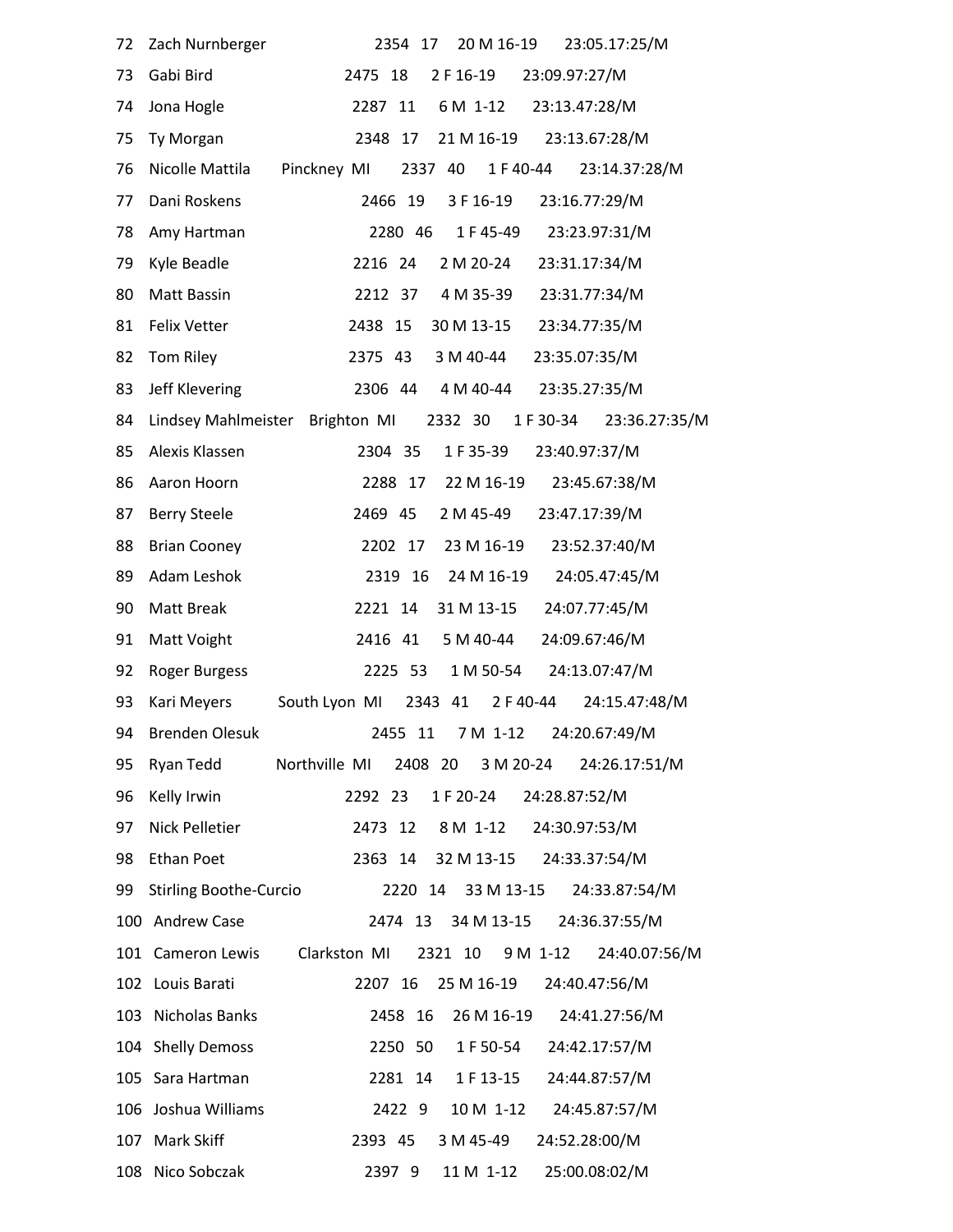72 Zach Nurnberger 2354 17 20 M 16-19 23:05.17:25/M

73 Gabi Bird 2475 18 2 F 16-19 23:09.97:27/M

74 Jona Hogle 2287 11 6 M 1-12 23:13.47:28/M

75 Ty Morgan 2348 17 21 M 16-19 23:13.67:28/M

76 Nicolle Mattila Pinckney MI 2337 40 1 F 40-44 23:14.37:28/M

77 Dani Roskens 2466 19 3 F 16-19 23:16.77:29/M

78 Amy Hartman 2280 46 1 F 45-49 23:23.97:31/M

79 Kyle Beadle 2216 24 2 M 20-24 23:31.17:34/M

80 Matt Bassin 2212 37 4 M 35-39 23:31.77:34/M

81 Felix Vetter 2438 15 30 M 13-15 23:34.77:35/M

82 Tom Riley 2375 43 3 M 40-44 23:35.07:35/M

83 Jeff Klevering 2306 44 4 M 40-44 23:35.27:35/M

84 Lindsey Mahlmeister Brighton MI 2332 30 1 F 30-34 23:36.27:35/M

85 Alexis Klassen 2304 35 1 F 35-39 23:40.97:37/M

86 Aaron Hoorn 2288 17 22 M 16-19 23:45.67:38/M

87 Berry Steele 2469 45 2 M 45-49 23:47.17:39/M

88 Brian Cooney 2202 17 23 M 16-19 23:52.37:40/M

89 Adam Leshok 2319 16 24 M 16-19 24:05.47:45/M

90 Matt Break 2221 14 31 M 13-15 24:07.77:45/M

91 Matt Voight 2416 41 5 M 40-44 24:09.67:46/M

92 Roger Burgess 2225 53 1 M 50-54 24:13.07:47/M

93 Kari Meyers South Lyon MI 2343 41 2 F 40-44 24:15.47:48/M

94 Brenden Olesuk 2455 11 7 M 1-12 24:20.67:49/M

95 Ryan Tedd Northville MI 2408 20 3 M 20-24 24:26.17:51/M

96 Kelly Irwin 2292 23 1 F 20-24 24:28.87:52/M

97 Nick Pelletier 2473 12 8 M 1-12 24:30.97:53/M

98 Ethan Poet 2363 14 32 M 13-15 24:33.37:54/M

99 Stirling Boothe-Curcio 2220 14 33 M 13-15 24:33.87:54/M

100 Andrew Case 2474 13 34 M 13-15 24:36.37:55/M

101 Cameron Lewis Clarkston MI 2321 10 9 M 1-12 24:40.07:56/M

102 Louis Barati 2207 16 25 M 16-19 24:40.47:56/M

103 Nicholas Banks 2458 16 26 M 16-19 24:41.27:56/M

104 Shelly Demoss 2250 50 1 F 50-54 24:42.17:57/M

105 Sara Hartman 2281 14 1 F 13-15 24:44.87:57/M

106 Joshua Williams 2422 9 10 M 1-12 24:45.87:57/M

107 Mark Skiff 2393 45 3 M 45-49 24:52.28:00/M

108 Nico Sobczak 2397 9 11 M 1-12 25:00.08:02/M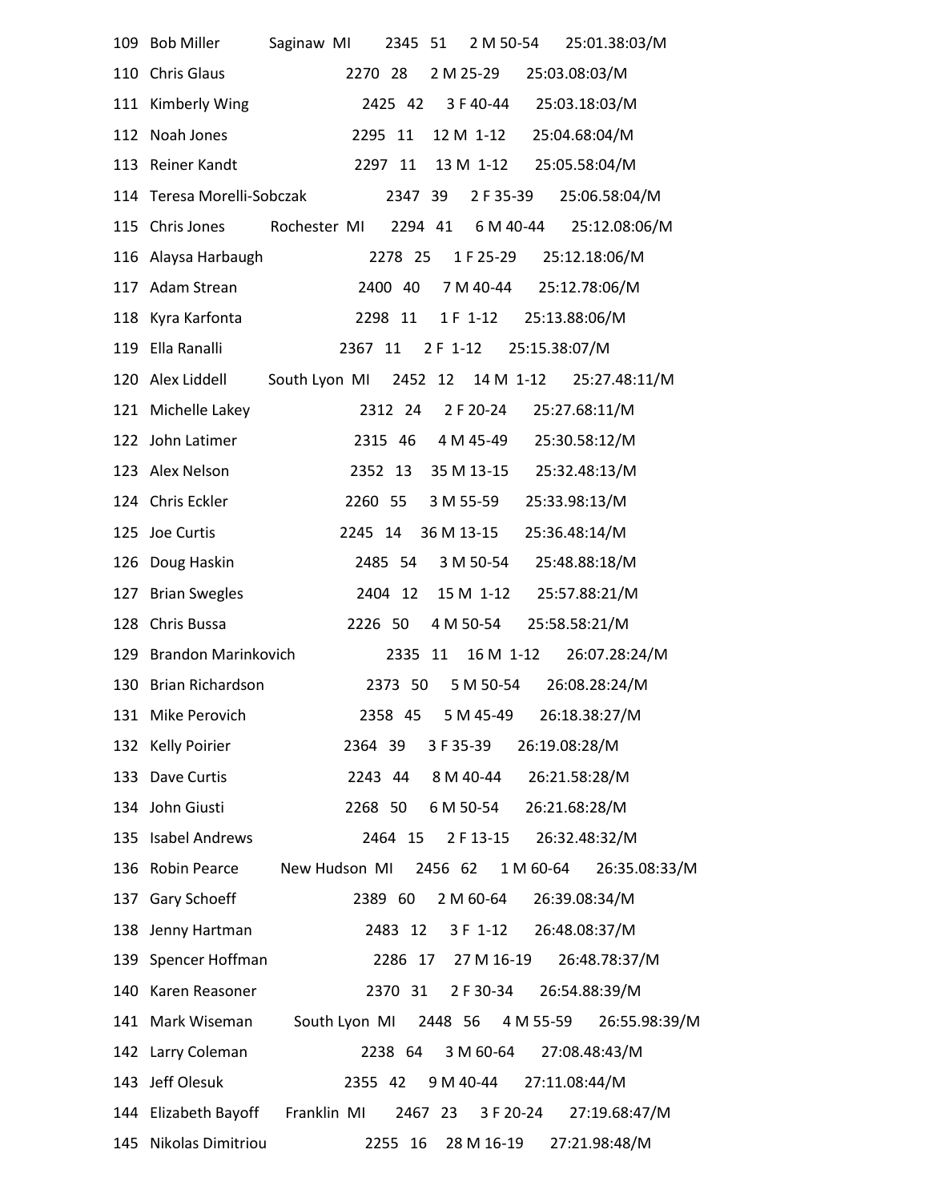| Place | Name | City | Bib | Age | Div Place | Division | Time/Pace |
|---|---|---|---|---|---|---|---|
| 109 | Bob Miller | Saginaw MI | 2345 | 51 | 2 | M 50-54 | 25:01.38:03/M |
| 110 | Chris Glaus | | 2270 | 28 | 2 | M 25-29 | 25:03.08:03/M |
| 111 | Kimberly Wing | | 2425 | 42 | 3 | F 40-44 | 25:03.18:03/M |
| 112 | Noah Jones | | 2295 | 11 | 12 | M 1-12 | 25:04.68:04/M |
| 113 | Reiner Kandt | | 2297 | 11 | 13 | M 1-12 | 25:05.58:04/M |
| 114 | Teresa Morelli-Sobczak | | 2347 | 39 | 2 | F 35-39 | 25:06.58:04/M |
| 115 | Chris Jones | Rochester MI | 2294 | 41 | 6 | M 40-44 | 25:12.08:06/M |
| 116 | Alaysa Harbaugh | | 2278 | 25 | 1 | F 25-29 | 25:12.18:06/M |
| 117 | Adam Strean | | 2400 | 40 | 7 | M 40-44 | 25:12.78:06/M |
| 118 | Kyra Karfonta | | 2298 | 11 | 1 | F 1-12 | 25:13.88:06/M |
| 119 | Ella Ranalli | | 2367 | 11 | 2 | F 1-12 | 25:15.38:07/M |
| 120 | Alex Liddell | South Lyon MI | 2452 | 12 | 14 | M 1-12 | 25:27.48:11/M |
| 121 | Michelle Lakey | | 2312 | 24 | 2 | F 20-24 | 25:27.68:11/M |
| 122 | John Latimer | | 2315 | 46 | 4 | M 45-49 | 25:30.58:12/M |
| 123 | Alex Nelson | | 2352 | 13 | 35 | M 13-15 | 25:32.48:13/M |
| 124 | Chris Eckler | | 2260 | 55 | 3 | M 55-59 | 25:33.98:13/M |
| 125 | Joe Curtis | | 2245 | 14 | 36 | M 13-15 | 25:36.48:14/M |
| 126 | Doug Haskin | | 2485 | 54 | 3 | M 50-54 | 25:48.88:18/M |
| 127 | Brian Swegles | | 2404 | 12 | 15 | M 1-12 | 25:57.88:21/M |
| 128 | Chris Bussa | | 2226 | 50 | 4 | M 50-54 | 25:58.58:21/M |
| 129 | Brandon Marinkovich | | 2335 | 11 | 16 | M 1-12 | 26:07.28:24/M |
| 130 | Brian Richardson | | 2373 | 50 | 5 | M 50-54 | 26:08.28:24/M |
| 131 | Mike Perovich | | 2358 | 45 | 5 | M 45-49 | 26:18.38:27/M |
| 132 | Kelly Poirier | | 2364 | 39 | 3 | F 35-39 | 26:19.08:28/M |
| 133 | Dave Curtis | | 2243 | 44 | 8 | M 40-44 | 26:21.58:28/M |
| 134 | John Giusti | | 2268 | 50 | 6 | M 50-54 | 26:21.68:28/M |
| 135 | Isabel Andrews | | 2464 | 15 | 2 | F 13-15 | 26:32.48:32/M |
| 136 | Robin Pearce | New Hudson MI | 2456 | 62 | 1 | M 60-64 | 26:35.08:33/M |
| 137 | Gary Schoeff | | 2389 | 60 | 2 | M 60-64 | 26:39.08:34/M |
| 138 | Jenny Hartman | | 2483 | 12 | 3 | F 1-12 | 26:48.08:37/M |
| 139 | Spencer Hoffman | | 2286 | 17 | 27 | M 16-19 | 26:48.78:37/M |
| 140 | Karen Reasoner | | 2370 | 31 | 2 | F 30-34 | 26:54.88:39/M |
| 141 | Mark Wiseman | South Lyon MI | 2448 | 56 | 4 | M 55-59 | 26:55.98:39/M |
| 142 | Larry Coleman | | 2238 | 64 | 3 | M 60-64 | 27:08.48:43/M |
| 143 | Jeff Olesuk | | 2355 | 42 | 9 | M 40-44 | 27:11.08:44/M |
| 144 | Elizabeth Bayoff | Franklin MI | 2467 | 23 | 3 | F 20-24 | 27:19.68:47/M |
| 145 | Nikolas Dimitriou | | 2255 | 16 | 28 | M 16-19 | 27:21.98:48/M |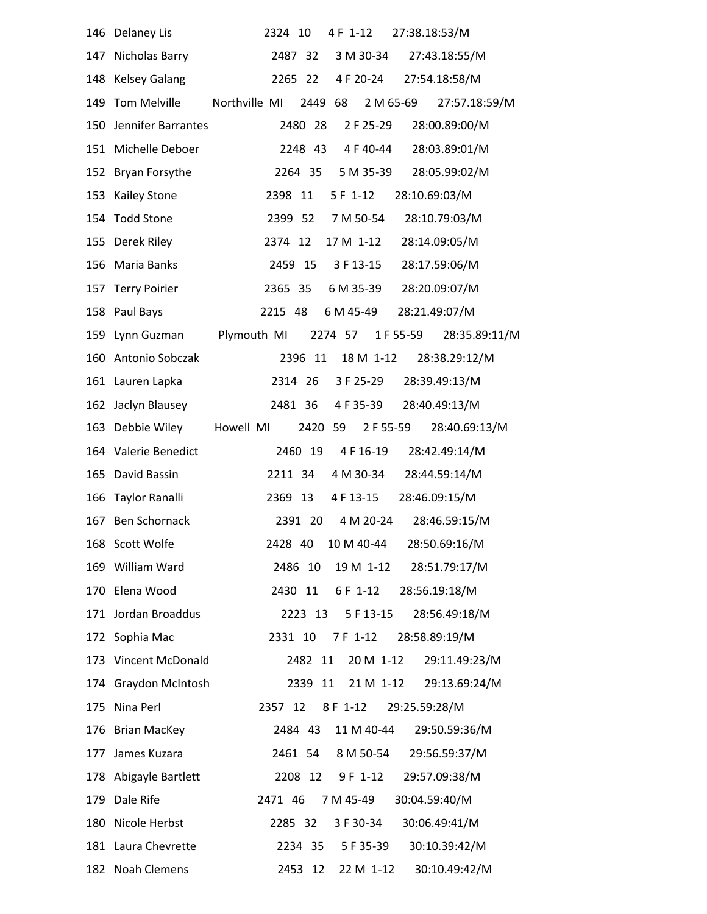| Place | Name | City | Bib | Age | Div Place | Division | Time/Pace |
|---|---|---|---|---|---|---|---|
| 146 | Delaney Lis | | 2324 | 10 | 4 | F 1-12 | 27:38.18:53/M |
| 147 | Nicholas Barry | | 2487 | 32 | 3 | M 30-34 | 27:43.18:55/M |
| 148 | Kelsey Galang | | 2265 | 22 | 4 | F 20-24 | 27:54.18:58/M |
| 149 | Tom Melville | Northville MI | 2449 | 68 | 2 | M 65-69 | 27:57.18:59/M |
| 150 | Jennifer Barrantes | | 2480 | 28 | 2 | F 25-29 | 28:00.89:00/M |
| 151 | Michelle Deboer | | 2248 | 43 | 4 | F 40-44 | 28:03.89:01/M |
| 152 | Bryan Forsythe | | 2264 | 35 | 5 | M 35-39 | 28:05.99:02/M |
| 153 | Kailey Stone | | 2398 | 11 | 5 | F 1-12 | 28:10.69:03/M |
| 154 | Todd Stone | | 2399 | 52 | 7 | M 50-54 | 28:10.79:03/M |
| 155 | Derek Riley | | 2374 | 12 | 17 | M 1-12 | 28:14.09:05/M |
| 156 | Maria Banks | | 2459 | 15 | 3 | F 13-15 | 28:17.59:06/M |
| 157 | Terry Poirier | | 2365 | 35 | 6 | M 35-39 | 28:20.09:07/M |
| 158 | Paul Bays | | 2215 | 48 | 6 | M 45-49 | 28:21.49:07/M |
| 159 | Lynn Guzman | Plymouth MI | 2274 | 57 | 1 | F 55-59 | 28:35.89:11/M |
| 160 | Antonio Sobczak | | 2396 | 11 | 18 | M 1-12 | 28:38.29:12/M |
| 161 | Lauren Lapka | | 2314 | 26 | 3 | F 25-29 | 28:39.49:13/M |
| 162 | Jaclyn Blausey | | 2481 | 36 | 4 | F 35-39 | 28:40.49:13/M |
| 163 | Debbie Wiley | Howell MI | 2420 | 59 | 2 | F 55-59 | 28:40.69:13/M |
| 164 | Valerie Benedict | | 2460 | 19 | 4 | F 16-19 | 28:42.49:14/M |
| 165 | David Bassin | | 2211 | 34 | 4 | M 30-34 | 28:44.59:14/M |
| 166 | Taylor Ranalli | | 2369 | 13 | 4 | F 13-15 | 28:46.09:15/M |
| 167 | Ben Schornack | | 2391 | 20 | 4 | M 20-24 | 28:46.59:15/M |
| 168 | Scott Wolfe | | 2428 | 40 | 10 | M 40-44 | 28:50.69:16/M |
| 169 | William Ward | | 2486 | 10 | 19 | M 1-12 | 28:51.79:17/M |
| 170 | Elena Wood | | 2430 | 11 | 6 | F 1-12 | 28:56.19:18/M |
| 171 | Jordan Broaddus | | 2223 | 13 | 5 | F 13-15 | 28:56.49:18/M |
| 172 | Sophia Mac | | 2331 | 10 | 7 | F 1-12 | 28:58.89:19/M |
| 173 | Vincent McDonald | | 2482 | 11 | 20 | M 1-12 | 29:11.49:23/M |
| 174 | Graydon McIntosh | | 2339 | 11 | 21 | M 1-12 | 29:13.69:24/M |
| 175 | Nina Perl | | 2357 | 12 | 8 | F 1-12 | 29:25.59:28/M |
| 176 | Brian MacKey | | 2484 | 43 | 11 | M 40-44 | 29:50.59:36/M |
| 177 | James Kuzara | | 2461 | 54 | 8 | M 50-54 | 29:56.59:37/M |
| 178 | Abigayle Bartlett | | 2208 | 12 | 9 | F 1-12 | 29:57.09:38/M |
| 179 | Dale Rife | | 2471 | 46 | 7 | M 45-49 | 30:04.59:40/M |
| 180 | Nicole Herbst | | 2285 | 32 | 3 | F 30-34 | 30:06.49:41/M |
| 181 | Laura Chevrette | | 2234 | 35 | 5 | F 35-39 | 30:10.39:42/M |
| 182 | Noah Clemens | | 2453 | 12 | 22 | M 1-12 | 30:10.49:42/M |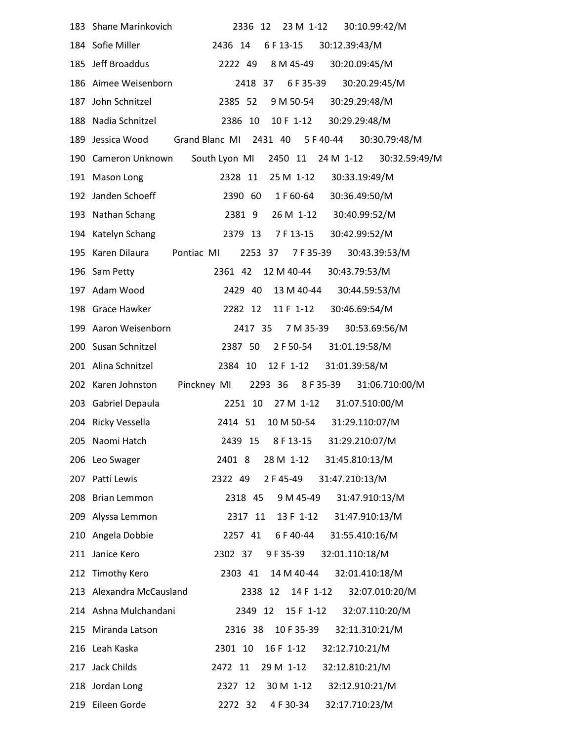183 Shane Marinkovich 2336 12 23 M 1-12 30:10.99:42/M

184 Sofie Miller 2436 14 6 F 13-15 30:12.39:43/M

185 Jeff Broaddus 2222 49 8 M 45-49 30:20.09:45/M

186 Aimee Weisenborn 2418 37 6 F 35-39 30:20.29:45/M

187 John Schnitzel 2385 52 9 M 50-54 30:29.29:48/M

188 Nadia Schnitzel 2386 10 10 F 1-12 30:29.29:48/M

189 Jessica Wood Grand Blanc MI 2431 40 5 F 40-44 30:30.79:48/M

190 Cameron Unknown South Lyon MI 2450 11 24 M 1-12 30:32.59:49/M

191 Mason Long 2328 11 25 M 1-12 30:33.19:49/M

192 Janden Schoeff 2390 60 1 F 60-64 30:36.49:50/M

193 Nathan Schang 2381 9 26 M 1-12 30:40.99:52/M

194 Katelyn Schang 2379 13 7 F 13-15 30:42.99:52/M

195 Karen Dilaura Pontiac MI 2253 37 7 F 35-39 30:43.39:53/M

196 Sam Petty 2361 42 12 M 40-44 30:43.79:53/M

197 Adam Wood 2429 40 13 M 40-44 30:44.59:53/M

198 Grace Hawker 2282 12 11 F 1-12 30:46.69:54/M

199 Aaron Weisenborn 2417 35 7 M 35-39 30:53.69:56/M

200 Susan Schnitzel 2387 50 2 F 50-54 31:01.19:58/M

201 Alina Schnitzel 2384 10 12 F 1-12 31:01.39:58/M

202 Karen Johnston Pinckney MI 2293 36 8 F 35-39 31:06.710:00/M

203 Gabriel Depaula 2251 10 27 M 1-12 31:07.510:00/M

204 Ricky Vessella 2414 51 10 M 50-54 31:29.110:07/M

205 Naomi Hatch 2439 15 8 F 13-15 31:29.210:07/M

206 Leo Swager 2401 8 28 M 1-12 31:45.810:13/M

207 Patti Lewis 2322 49 2 F 45-49 31:47.210:13/M

208 Brian Lemmon 2318 45 9 M 45-49 31:47.910:13/M

209 Alyssa Lemmon 2317 11 13 F 1-12 31:47.910:13/M

210 Angela Dobbie 2257 41 6 F 40-44 31:55.410:16/M

211 Janice Kero 2302 37 9 F 35-39 32:01.110:18/M

212 Timothy Kero 2303 41 14 M 40-44 32:01.410:18/M

213 Alexandra McCausland 2338 12 14 F 1-12 32:07.010:20/M

214 Ashna Mulchandani 2349 12 15 F 1-12 32:07.110:20/M

215 Miranda Latson 2316 38 10 F 35-39 32:11.310:21/M

216 Leah Kaska 2301 10 16 F 1-12 32:12.710:21/M

217 Jack Childs 2472 11 29 M 1-12 32:12.810:21/M

218 Jordan Long 2327 12 30 M 1-12 32:12.910:21/M

219 Eileen Gorde 2272 32 4 F 30-34 32:17.710:23/M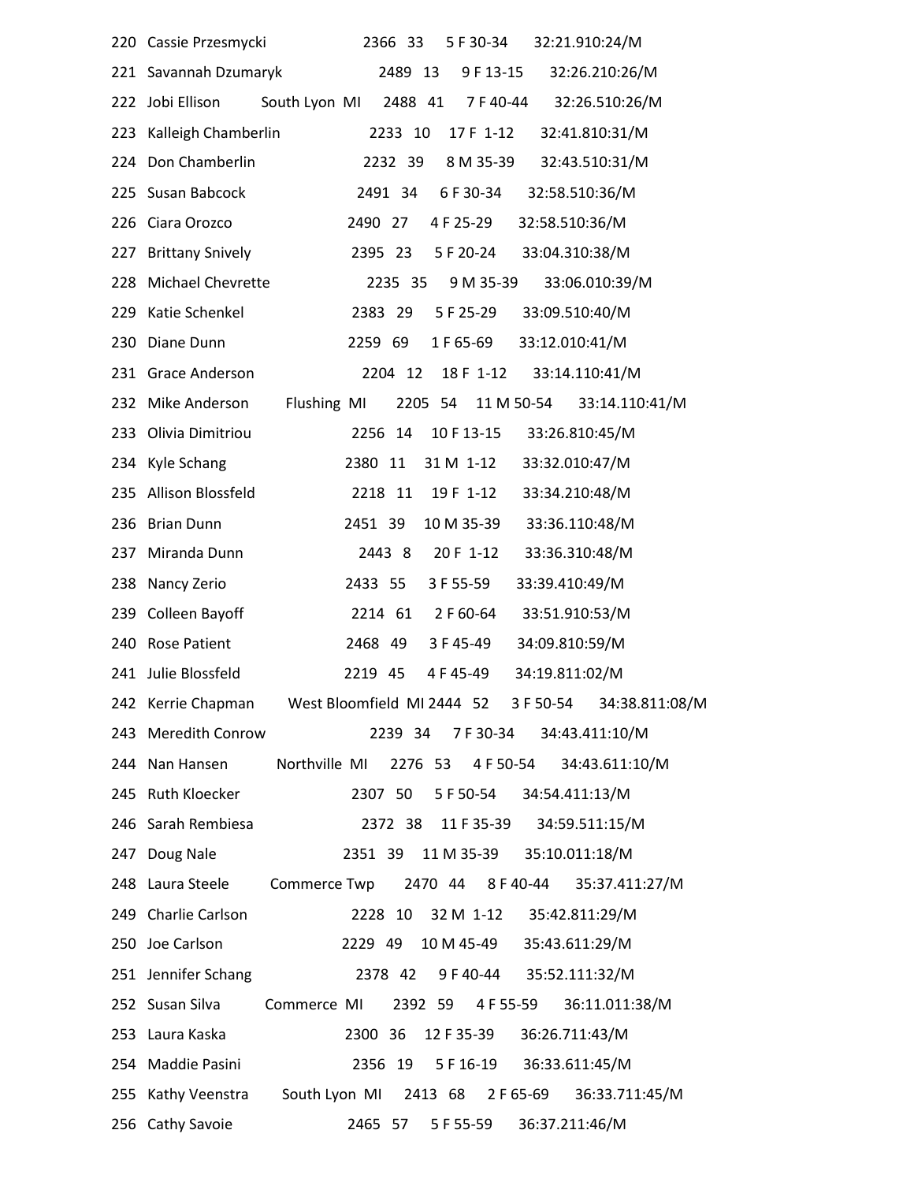| Place | Name | City | Bib | Age | Div Place | Division | Time | Pace |
|---|---|---|---|---|---|---|---|---|
| 220 | Cassie Przesmycki | | 2366 | 33 | 5 | F 30-34 | 32:21.9 | 10:24/M |
| 221 | Savannah Dzumaryk | | 2489 | 13 | 9 | F 13-15 | 32:26.2 | 10:26/M |
| 222 | Jobi Ellison | South Lyon MI | 2488 | 41 | 7 | F 40-44 | 32:26.5 | 10:26/M |
| 223 | Kalleigh Chamberlin | | 2233 | 10 | 17 | F 1-12 | 32:41.8 | 10:31/M |
| 224 | Don Chamberlin | | 2232 | 39 | 8 | M 35-39 | 32:43.5 | 10:31/M |
| 225 | Susan Babcock | | 2491 | 34 | 6 | F 30-34 | 32:58.5 | 10:36/M |
| 226 | Ciara Orozco | | 2490 | 27 | 4 | F 25-29 | 32:58.5 | 10:36/M |
| 227 | Brittany Snively | | 2395 | 23 | 5 | F 20-24 | 33:04.3 | 10:38/M |
| 228 | Michael Chevrette | | 2235 | 35 | 9 | M 35-39 | 33:06.0 | 10:39/M |
| 229 | Katie Schenkel | | 2383 | 29 | 5 | F 25-29 | 33:09.5 | 10:40/M |
| 230 | Diane Dunn | | 2259 | 69 | 1 | F 65-69 | 33:12.0 | 10:41/M |
| 231 | Grace Anderson | | 2204 | 12 | 18 | F 1-12 | 33:14.1 | 10:41/M |
| 232 | Mike Anderson | Flushing MI | 2205 | 54 | 11 | M 50-54 | 33:14.1 | 10:41/M |
| 233 | Olivia Dimitriou | | 2256 | 14 | 10 | F 13-15 | 33:26.8 | 10:45/M |
| 234 | Kyle Schang | | 2380 | 11 | 31 | M 1-12 | 33:32.0 | 10:47/M |
| 235 | Allison Blossfeld | | 2218 | 11 | 19 | F 1-12 | 33:34.2 | 10:48/M |
| 236 | Brian Dunn | | 2451 | 39 | 10 | M 35-39 | 33:36.1 | 10:48/M |
| 237 | Miranda Dunn | | 2443 | 8 | 20 | F 1-12 | 33:36.3 | 10:48/M |
| 238 | Nancy Zerio | | 2433 | 55 | 3 | F 55-59 | 33:39.4 | 10:49/M |
| 239 | Colleen Bayoff | | 2214 | 61 | 2 | F 60-64 | 33:51.9 | 10:53/M |
| 240 | Rose Patient | | 2468 | 49 | 3 | F 45-49 | 34:09.8 | 10:59/M |
| 241 | Julie Blossfeld | | 2219 | 45 | 4 | F 45-49 | 34:19.8 | 11:02/M |
| 242 | Kerrie Chapman | West Bloomfield MI | 2444 | 52 | 3 | F 50-54 | 34:38.8 | 11:08/M |
| 243 | Meredith Conrow | | 2239 | 34 | 7 | F 30-34 | 34:43.4 | 11:10/M |
| 244 | Nan Hansen | Northville MI | 2276 | 53 | 4 | F 50-54 | 34:43.6 | 11:10/M |
| 245 | Ruth Kloecker | | 2307 | 50 | 5 | F 50-54 | 34:54.4 | 11:13/M |
| 246 | Sarah Rembiesa | | 2372 | 38 | 11 | F 35-39 | 34:59.5 | 11:15/M |
| 247 | Doug Nale | | 2351 | 39 | 11 | M 35-39 | 35:10.0 | 11:18/M |
| 248 | Laura Steele | Commerce Twp | 2470 | 44 | 8 | F 40-44 | 35:37.4 | 11:27/M |
| 249 | Charlie Carlson | | 2228 | 10 | 32 | M 1-12 | 35:42.8 | 11:29/M |
| 250 | Joe Carlson | | 2229 | 49 | 10 | M 45-49 | 35:43.6 | 11:29/M |
| 251 | Jennifer Schang | | 2378 | 42 | 9 | F 40-44 | 35:52.1 | 11:32/M |
| 252 | Susan Silva | Commerce MI | 2392 | 59 | 4 | F 55-59 | 36:11.0 | 11:38/M |
| 253 | Laura Kaska | | 2300 | 36 | 12 | F 35-39 | 36:26.7 | 11:43/M |
| 254 | Maddie Pasini | | 2356 | 19 | 5 | F 16-19 | 36:33.6 | 11:45/M |
| 255 | Kathy Veenstra | South Lyon MI | 2413 | 68 | 2 | F 65-69 | 36:33.7 | 11:45/M |
| 256 | Cathy Savoie | | 2465 | 57 | 5 | F 55-59 | 36:37.2 | 11:46/M |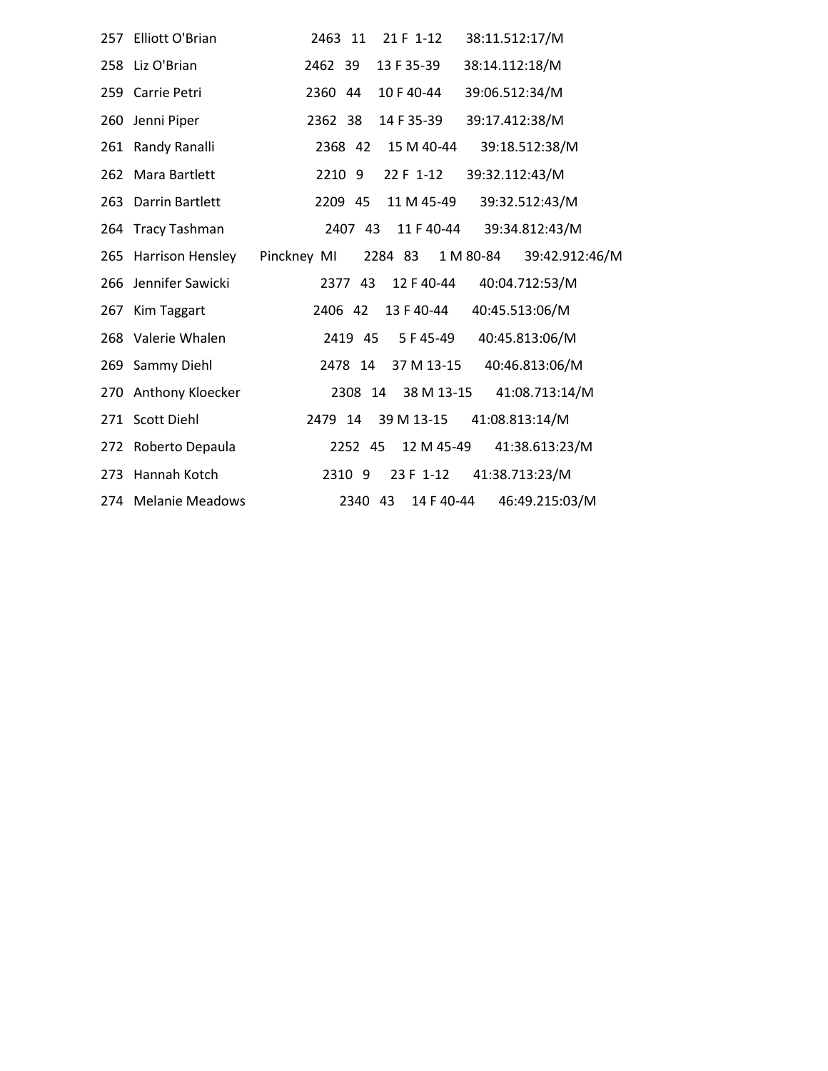| | | | | | | | | |
|---|---|---|---|---|---|---|---|---|
| 257 | Elliott O'Brian | | 2463 | 11 | 21 F | 1-12 | 38:11.5 | 12:17/M |
| 258 | Liz O'Brian | | 2462 | 39 | 13 F | 35-39 | 38:14.1 | 12:18/M |
| 259 | Carrie Petri | | 2360 | 44 | 10 F | 40-44 | 39:06.5 | 12:34/M |
| 260 | Jenni Piper | | 2362 | 38 | 14 F | 35-39 | 39:17.4 | 12:38/M |
| 261 | Randy Ranalli | | 2368 | 42 | 15 M | 40-44 | 39:18.5 | 12:38/M |
| 262 | Mara Bartlett | | 2210 | 9 | 22 F | 1-12 | 39:32.1 | 12:43/M |
| 263 | Darrin Bartlett | | 2209 | 45 | 11 M | 45-49 | 39:32.5 | 12:43/M |
| 264 | Tracy Tashman | | 2407 | 43 | 11 F | 40-44 | 39:34.8 | 12:43/M |
| 265 | Harrison Hensley | Pinckney MI | 2284 | 83 | 1 M | 80-84 | 39:42.9 | 12:46/M |
| 266 | Jennifer Sawicki | | 2377 | 43 | 12 F | 40-44 | 40:04.7 | 12:53/M |
| 267 | Kim Taggart | | 2406 | 42 | 13 F | 40-44 | 40:45.5 | 13:06/M |
| 268 | Valerie Whalen | | 2419 | 45 | 5 F | 45-49 | 40:45.8 | 13:06/M |
| 269 | Sammy Diehl | | 2478 | 14 | 37 M | 13-15 | 40:46.8 | 13:06/M |
| 270 | Anthony Kloecker | | 2308 | 14 | 38 M | 13-15 | 41:08.7 | 13:14/M |
| 271 | Scott Diehl | | 2479 | 14 | 39 M | 13-15 | 41:08.8 | 13:14/M |
| 272 | Roberto Depaula | | 2252 | 45 | 12 M | 45-49 | 41:38.6 | 13:23/M |
| 273 | Hannah Kotch | | 2310 | 9 | 23 F | 1-12 | 41:38.7 | 13:23/M |
| 274 | Melanie Meadows | | 2340 | 43 | 14 F | 40-44 | 46:49.2 | 15:03/M |